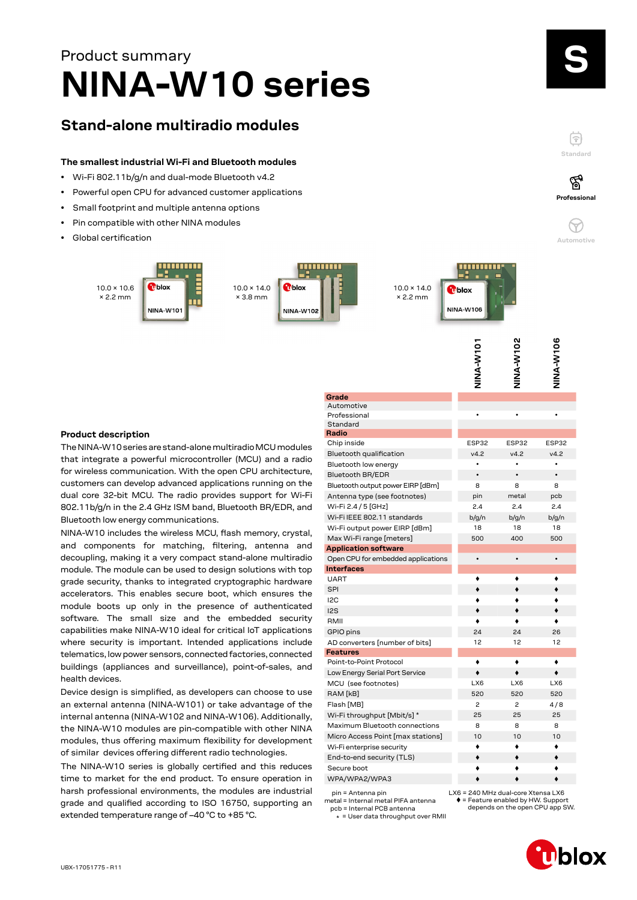Product summary

# NINA-W10 series

## Stand-alone multiradio modules

### The smallest industrial Wi-Fi and Bluetooth modules

- Wi-Fi 802.11b/g/n and dual-mode Bluetooth v4.2
- Powerful open CPU for advanced customer applications
- Small footprint and multiple antenna options
- Pin compatible with other NINA modules
- Global certification

10.0 × 10.6 × 2.2 mm — NINA-W101

10.0 × 14.0 × 3.8 mm — NINA-W102

10.0 × 14.0 × 2.2 mm — NINA-W106

### Product description

The NINA-W10 series are stand-alone multiradio MCU modules that integrate a powerful microcontroller (MCU) and a radio for wireless communication. With the open CPU architecture, customers can develop advanced applications running on the dual core 32-bit MCU. The radio provides support for Wi-Fi 802.11b/g/n in the 2.4 GHz ISM band, Bluetooth BR/EDR, and Bluetooth low energy communications.

NINA-W10 includes the wireless MCU, flash memory, crystal, and components for matching, filtering, antenna and decoupling, making it a very compact stand-alone multiradio module. The module can be used to design solutions with top grade security, thanks to integrated cryptographic hardware accelerators. This enables secure boot, which ensures the module boots only in the presence of authenticated software. The small size and the embedded security capabilities make NINA-W10 ideal for critical IoT applications where security is important. Intended applications include telematics, low power sensors, connected factories, connected buildings (appliances and surveillance), point-of-sales, and health devices.

Device design is simplified, as developers can choose to use an external antenna (NINA-W101) or take advantage of the internal antenna (NINA-W102 and NINA-W106). Additionally, the NINA-W10 modules are pin-compatible with other NINA modules, thus offering maximum flexibility for development of similar devices offering different radio technologies.

The NINA-W10 series is globally certified and this reduces time to market for the end product. To ensure operation in harsh professional environments, the modules are industrial grade and qualified according to ISO 16750, supporting an extended temperature range of –40 °C to +85 °C.

| | NINA-W101 | NINA-W102 | NINA-W106 |
|---|---|---|---|
| **Grade** | | | |
| Automotive | | | |
| Professional | • | • | • |
| Standard | | | |
| **Radio** | | | |
| Chip inside | ESP32 | ESP32 | ESP32 |
| Bluetooth qualification | v4.2 | v4.2 | v4.2 |
| Bluetooth low energy | • | • | • |
| Bluetooth BR/EDR | • | • | • |
| Bluetooth output power EIRP [dBm] | 8 | 8 | 8 |
| Antenna type (see footnotes) | pin | metal | pcb |
| Wi-Fi 2.4 / 5 [GHz] | 2.4 | 2.4 | 2.4 |
| Wi-Fi IEEE 802.11 standards | b/g/n | b/g/n | b/g/n |
| Wi-Fi output power EIRP [dBm] | 18 | 18 | 18 |
| Max Wi-Fi range [meters] | 500 | 400 | 500 |
| **Application software** | | | |
| Open CPU for embedded applications | • | • | • |
| **Interfaces** | | | |
| UART | ♦ | ♦ | ♦ |
| SPI | ♦ | ♦ | ♦ |
| I2C | ♦ | ♦ | ♦ |
| I2S | ♦ | ♦ | ♦ |
| RMII | ♦ | ♦ | ♦ |
| GPIO pins | 24 | 24 | 26 |
| AD converters [number of bits] | 12 | 12 | 12 |
| **Features** | | | |
| Point-to-Point Protocol | ♦ | ♦ | ♦ |
| Low Energy Serial Port Service | ♦ | ♦ | ♦ |
| MCU (see footnotes) | LX6 | LX6 | LX6 |
| RAM [kB] | 520 | 520 | 520 |
| Flash [MB] | 2 | 2 | 4 / 8 |
| Wi-Fi throughput [Mbit/s] * | 25 | 25 | 25 |
| Maximum Bluetooth connections | 8 | 8 | 8 |
| Micro Access Point [max stations] | 10 | 10 | 10 |
| Wi-Fi enterprise security | ♦ | ♦ | ♦ |
| End-to-end security (TLS) | ♦ | ♦ | ♦ |
| Secure boot | ♦ | ♦ | ♦ |
| WPA/WPA2/WPA3 | ♦ | ♦ | ♦ |

pin = Antenna pin
metal = Internal metal PIFA antenna
pcb = Internal PCB antenna
* = User data throughput over RMII

LX6 = 240 MHz dual-core Xtensa LX6
♦ = Feature enabled by HW. Support depends on the open CPU app SW.

UBX-17051775 - R11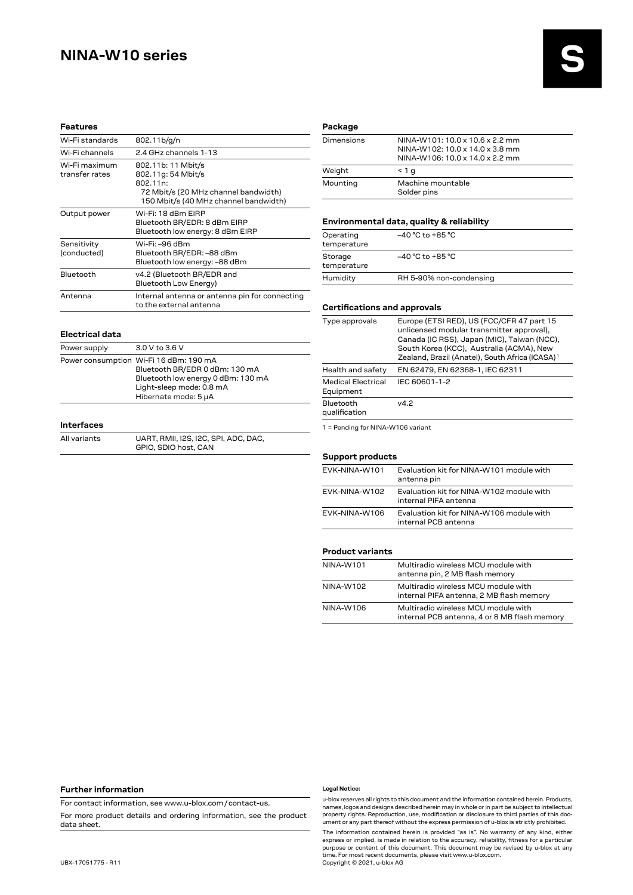# NINA-W10 series

S

### Features

| | |
|---|---|
| Wi-Fi standards | 802.11b/g/n |
| Wi-Fi channels | 2.4 GHz channels 1-13 |
| Wi-Fi maximum transfer rates | 802.11b: 11 Mbit/s<br>802.11g: 54 Mbit/s<br>802.11n:<br>72 Mbit/s (20 MHz channel bandwidth)<br>150 Mbit/s (40 MHz channel bandwidth) |
| Output power | Wi-Fi: 18 dBm EIRP<br>Bluetooth BR/EDR: 8 dBm EIRP<br>Bluetooth low energy: 8 dBm EIRP |
| Sensitivity (conducted) | Wi-Fi: –96 dBm<br>Bluetooth BR/EDR: –88 dBm<br>Bluetooth low energy: –88 dBm |
| Bluetooth | v4.2 (Bluetooth BR/EDR and Bluetooth Low Energy) |
| Antenna | Internal antenna or antenna pin for connecting to the external antenna |

### Electrical data

| | |
|---|---|
| Power supply | 3.0 V to 3.6 V |
| Power consumption | Wi-Fi 16 dBm: 190 mA<br>Bluetooth BR/EDR 0 dBm: 130 mA<br>Bluetooth low energy 0 dBm: 130 mA<br>Light-sleep mode: 0.8 mA<br>Hibernate mode: 5 µA |

### Interfaces

| | |
|---|---|
| All variants | UART, RMII, I2S, I2C, SPI, ADC, DAC, GPIO, SDIO host, CAN |

### Package

| | |
|---|---|
| Dimensions | NINA-W101: 10.0 x 10.6 x 2.2 mm<br>NINA-W102: 10.0 x 14.0 x 3.8 mm<br>NINA-W106: 10.0 x 14.0 x 2.2 mm |
| Weight | < 1 g |
| Mounting | Machine mountable<br>Solder pins |

### Environmental data, quality & reliability

| | |
|---|---|
| Operating temperature | –40 °C to +85 °C |
| Storage temperature | –40 °C to +85 °C |
| Humidity | RH 5-90% non-condensing |

### Certifications and approvals

| | |
|---|---|
| Type approvals | Europe (ETSI RED), US (FCC/CFR 47 part 15 unlicensed modular transmitter approval), Canada (IC RSS), Japan (MIC), Taiwan (NCC), South Korea (KCC), Australia (ACMA), New Zealand, Brazil (Anatel), South Africa (ICASA)[1] |
| Health and safety | EN 62479, EN 62368-1, IEC 62311 |
| Medical Electrical Equipment | IEC 60601-1-2 |
| Bluetooth qualification | v4.2 |

1 = Pending for NINA-W106 variant

### Support products

| | |
|---|---|
| EVK-NINA-W101 | Evaluation kit for NINA-W101 module with antenna pin |
| EVK-NINA-W102 | Evaluation kit for NINA-W102 module with internal PIFA antenna |
| EVK-NINA-W106 | Evaluation kit for NINA-W106 module with internal PCB antenna |

### Product variants

| | |
|---|---|
| NINA-W101 | Multiradio wireless MCU module with antenna pin, 2 MB flash memory |
| NINA-W102 | Multiradio wireless MCU module with internal PIFA antenna, 2 MB flash memory |
| NINA-W106 | Multiradio wireless MCU module with internal PCB antenna, 4 or 8 MB flash memory |

### Further information

For contact information, see www.u-blox.com / contact-us.

For more product details and ordering information, see the product data sheet.

UBX-17051775 - R11

**Legal Notice:**

u-blox reserves all rights to this document and the information contained herein. Products, names, logos and designs described herein may in whole or in part be subject to intellectual property rights. Reproduction, use, modification or disclosure to third parties of this document or any part thereof without the express permission of u-blox is strictly prohibited.

The information contained herein is provided "as is". No warranty of any kind, either express or implied, is made in relation to the accuracy, reliability, fitness for a particular purpose or content of this document. This document may be revised by u-blox at any time. For most recent documents, please visit www.u-blox.com.
Copyright © 2021, u-blox AG